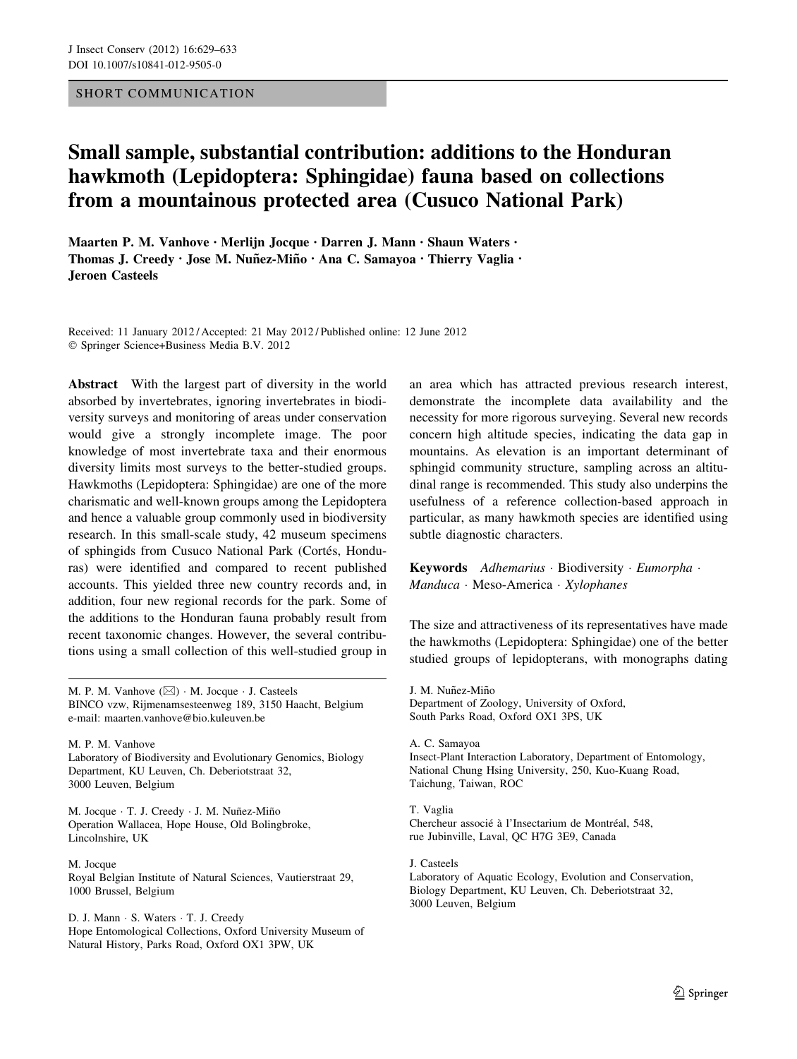SHORT COMMUNICATION

# Small sample, substantial contribution: additions to the Honduran hawkmoth (Lepidoptera: Sphingidae) fauna based on collections from a mountainous protected area (Cusuco National Park)

Maarten P. M. Vanhove · Merlijn Jocque · Darren J. Mann · Shaun Waters · Thomas J. Creedy · Jose M. Nuñez-Miño · Ana C. Samayoa · Thierry Vaglia · Jeroen Casteels

Received: 11 January 2012 / Accepted: 21 May 2012 / Published online: 12 June 2012
© Springer Science+Business Media B.V. 2012

**Abstract** With the largest part of diversity in the world absorbed by invertebrates, ignoring invertebrates in biodiversity surveys and monitoring of areas under conservation would give a strongly incomplete image. The poor knowledge of most invertebrate taxa and their enormous diversity limits most surveys to the better-studied groups. Hawkmoths (Lepidoptera: Sphingidae) are one of the more charismatic and well-known groups among the Lepidoptera and hence a valuable group commonly used in biodiversity research. In this small-scale study, 42 museum specimens of sphingids from Cusuco National Park (Cortés, Honduras) were identified and compared to recent published accounts. This yielded three new country records and, in addition, four new regional records for the park. Some of the additions to the Honduran fauna probably result from recent taxonomic changes. However, the several contributions using a small collection of this well-studied group in an area which has attracted previous research interest, demonstrate the incomplete data availability and the necessity for more rigorous surveying. Several new records concern high altitude species, indicating the data gap in mountains. As elevation is an important determinant of sphingid community structure, sampling across an altitudinal range is recommended. This study also underpins the usefulness of a reference collection-based approach in particular, as many hawkmoth species are identified using subtle diagnostic characters.

**Keywords** *Adhemarius* · Biodiversity · *Eumorpha* · *Manduca* · Meso-America · *Xylophanes*

The size and attractiveness of its representatives have made the hawkmoths (Lepidoptera: Sphingidae) one of the better studied groups of lepidopterans, with monographs dating

---

M. P. M. Vanhove (✉) · M. Jocque · J. Casteels
BINCO vzw, Rijmenamsesteenweg 189, 3150 Haacht, Belgium
e-mail: maarten.vanhove@bio.kuleuven.be

M. P. M. Vanhove
Laboratory of Biodiversity and Evolutionary Genomics, Biology Department, KU Leuven, Ch. Deberiotstraat 32, 3000 Leuven, Belgium

M. Jocque · T. J. Creedy · J. M. Nuñez-Miño
Operation Wallacea, Hope House, Old Bolingbroke, Lincolnshire, UK

M. Jocque
Royal Belgian Institute of Natural Sciences, Vautierstraat 29, 1000 Brussel, Belgium

D. J. Mann · S. Waters · T. J. Creedy
Hope Entomological Collections, Oxford University Museum of Natural History, Parks Road, Oxford OX1 3PW, UK

J. M. Nuñez-Miño
Department of Zoology, University of Oxford, South Parks Road, Oxford OX1 3PS, UK

A. C. Samayoa
Insect-Plant Interaction Laboratory, Department of Entomology, National Chung Hsing University, 250, Kuo-Kuang Road, Taichung, Taiwan, ROC

T. Vaglia
Chercheur associé à l'Insectarium de Montréal, 548, rue Jubinville, Laval, QC H7G 3E9, Canada

J. Casteels
Laboratory of Aquatic Ecology, Evolution and Conservation, Biology Department, KU Leuven, Ch. Deberiotstraat 32, 3000 Leuven, Belgium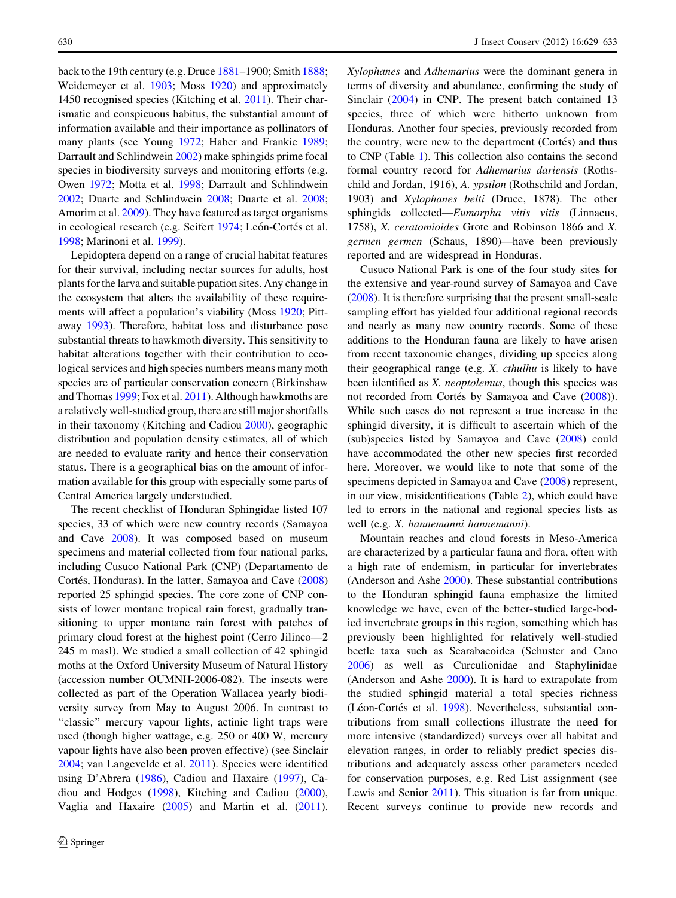back to the 19th century (e.g. Druce 1881–1900; Smith 1888; Weidemeyer et al. 1903; Moss 1920) and approximately 1450 recognised species (Kitching et al. 2011). Their charismatic and conspicuous habitus, the substantial amount of information available and their importance as pollinators of many plants (see Young 1972; Haber and Frankie 1989; Darrault and Schlindwein 2002) make sphingids prime focal species in biodiversity surveys and monitoring efforts (e.g. Owen 1972; Motta et al. 1998; Darrault and Schlindwein 2002; Duarte and Schlindwein 2008; Duarte et al. 2008; Amorim et al. 2009). They have featured as target organisms in ecological research (e.g. Seifert 1974; León-Cortés et al. 1998; Marinoni et al. 1999).

Lepidoptera depend on a range of crucial habitat features for their survival, including nectar sources for adults, host plants for the larva and suitable pupation sites. Any change in the ecosystem that alters the availability of these requirements will affect a population's viability (Moss 1920; Pittaway 1993). Therefore, habitat loss and disturbance pose substantial threats to hawkmoth diversity. This sensitivity to habitat alterations together with their contribution to ecological services and high species numbers means many moth species are of particular conservation concern (Birkinshaw and Thomas 1999; Fox et al. 2011). Although hawkmoths are a relatively well-studied group, there are still major shortfalls in their taxonomy (Kitching and Cadiou 2000), geographic distribution and population density estimates, all of which are needed to evaluate rarity and hence their conservation status. There is a geographical bias on the amount of information available for this group with especially some parts of Central America largely understudied.

The recent checklist of Honduran Sphingidae listed 107 species, 33 of which were new country records (Samayoa and Cave 2008). It was composed based on museum specimens and material collected from four national parks, including Cusuco National Park (CNP) (Departamento de Cortés, Honduras). In the latter, Samayoa and Cave (2008) reported 25 sphingid species. The core zone of CNP consists of lower montane tropical rain forest, gradually transitioning to upper montane rain forest with patches of primary cloud forest at the highest point (Cerro Jilinco—2 245 m masl). We studied a small collection of 42 sphingid moths at the Oxford University Museum of Natural History (accession number OUMNH-2006-082). The insects were collected as part of the Operation Wallacea yearly biodiversity survey from May to August 2006. In contrast to "classic" mercury vapour lights, actinic light traps were used (though higher wattage, e.g. 250 or 400 W, mercury vapour lights have also been proven effective) (see Sinclair 2004; van Langevelde et al. 2011). Species were identified using D'Abrera (1986), Cadiou and Haxaire (1997), Cadiou and Hodges (1998), Kitching and Cadiou (2000), Vaglia and Haxaire (2005) and Martin et al. (2011). *Xylophanes* and *Adhemarius* were the dominant genera in terms of diversity and abundance, confirming the study of Sinclair (2004) in CNP. The present batch contained 13 species, three of which were hitherto unknown from Honduras. Another four species, previously recorded from the country, were new to the department (Cortés) and thus to CNP (Table 1). This collection also contains the second formal country record for *Adhemarius dariensis* (Rothschild and Jordan, 1916), *A. ypsilon* (Rothschild and Jordan, 1903) and *Xylophanes belti* (Druce, 1878). The other sphingids collected—*Eumorpha vitis vitis* (Linnaeus, 1758), *X. ceratomioides* Grote and Robinson 1866 and *X. germen germen* (Schaus, 1890)—have been previously reported and are widespread in Honduras.

Cusuco National Park is one of the four study sites for the extensive and year-round survey of Samayoa and Cave (2008). It is therefore surprising that the present small-scale sampling effort has yielded four additional regional records and nearly as many new country records. Some of these additions to the Honduran fauna are likely to have arisen from recent taxonomic changes, dividing up species along their geographical range (e.g. *X. cthulhu* is likely to have been identified as *X. neoptolemus*, though this species was not recorded from Cortés by Samayoa and Cave (2008)). While such cases do not represent a true increase in the sphingid diversity, it is difficult to ascertain which of the (sub)species listed by Samayoa and Cave (2008) could have accommodated the other new species first recorded here. Moreover, we would like to note that some of the specimens depicted in Samayoa and Cave (2008) represent, in our view, misidentifications (Table 2), which could have led to errors in the national and regional species lists as well (e.g. *X. hannemanni hannemanni*).

Mountain reaches and cloud forests in Meso-America are characterized by a particular fauna and flora, often with a high rate of endemism, in particular for invertebrates (Anderson and Ashe 2000). These substantial contributions to the Honduran sphingid fauna emphasize the limited knowledge we have, even of the better-studied large-bodied invertebrate groups in this region, something which has previously been highlighted for relatively well-studied beetle taxa such as Scarabaeoidea (Schuster and Cano 2006) as well as Curculionidae and Staphylinidae (Anderson and Ashe 2000). It is hard to extrapolate from the studied sphingid material a total species richness (Léon-Cortés et al. 1998). Nevertheless, substantial contributions from small collections illustrate the need for more intensive (standardized) surveys over all habitat and elevation ranges, in order to reliably predict species distributions and adequately assess other parameters needed for conservation purposes, e.g. Red List assignment (see Lewis and Senior 2011). This situation is far from unique. Recent surveys continue to provide new records and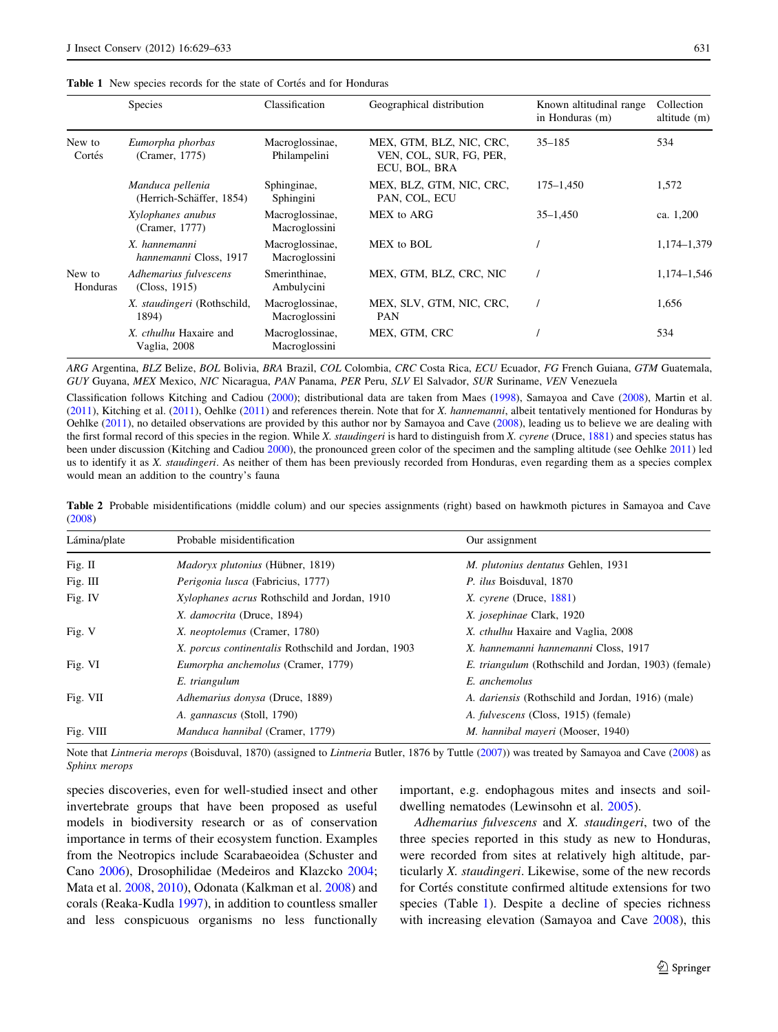**Table 1** New species records for the state of Cortés and for Honduras

| | Species | Classification | Geographical distribution | Known altitudinal range in Honduras (m) | Collection altitude (m) |
|---|---|---|---|---|---|
| New to Cortés | *Eumorpha phorbas* (Cramer, 1775) | Macroglossinae, Philampelini | MEX, GTM, BLZ, NIC, CRC, VEN, COL, SUR, FG, PER, ECU, BOL, BRA | 35–185 | 534 |
| | *Manduca pellenia* (Herrich-Schäffer, 1854) | Sphinginae, Sphingini | MEX, BLZ, GTM, NIC, CRC, PAN, COL, ECU | 175–1,450 | 1,572 |
| | *Xylophanes anubus* (Cramer, 1777) | Macroglossinae, Macroglossini | MEX to ARG | 35–1,450 | ca. 1,200 |
| | *X. hannemanni hannemanni* Closs, 1917 | Macroglossinae, Macroglossini | MEX to BOL | / | 1,174–1,379 |
| New to Honduras | *Adhemarius fulvescens* (Closs, 1915) | Smerinthinae, Ambulycini | MEX, GTM, BLZ, CRC, NIC | / | 1,174–1,546 |
| | *X. staudingeri* (Rothschild, 1894) | Macroglossinae, Macroglossini | MEX, SLV, GTM, NIC, CRC, PAN | / | 1,656 |
| | *X. cthulhu* Haxaire and Vaglia, 2008 | Macroglossinae, Macroglossini | MEX, GTM, CRC | / | 534 |

*ARG* Argentina, *BLZ* Belize, *BOL* Bolivia, *BRA* Brazil, *COL* Colombia, *CRC* Costa Rica, *ECU* Ecuador, *FG* French Guiana, *GTM* Guatemala, *GUY* Guyana, *MEX* Mexico, *NIC* Nicaragua, *PAN* Panama, *PER* Peru, *SLV* El Salvador, *SUR* Suriname, *VEN* Venezuela

Classification follows Kitching and Cadiou (2000); distributional data are taken from Maes (1998), Samayoa and Cave (2008), Martin et al. (2011), Kitching et al. (2011), Oehlke (2011) and references therein. Note that for *X. hannemanni*, albeit tentatively mentioned for Honduras by Oehlke (2011), no detailed observations are provided by this author nor by Samayoa and Cave (2008), leading us to believe we are dealing with the first formal record of this species in the region. While *X. staudingeri* is hard to distinguish from *X. cyrene* (Druce, 1881) and species status has been under discussion (Kitching and Cadiou 2000), the pronounced green color of the specimen and the sampling altitude (see Oehlke 2011) led us to identify it as *X. staudingeri*. As neither of them has been previously recorded from Honduras, even regarding them as a species complex would mean an addition to the country's fauna

**Table 2** Probable misidentifications (middle colum) and our species assignments (right) based on hawkmoth pictures in Samayoa and Cave (2008)

| Lámina/plate | Probable misidentification | Our assignment |
|---|---|---|
| Fig. II | *Madoryx plutonius* (Hübner, 1819) | *M. plutonius dentatus* Gehlen, 1931 |
| Fig. III | *Perigonia lusca* (Fabricius, 1777) | *P. ilus* Boisduval, 1870 |
| Fig. IV | *Xylophanes acrus* Rothschild and Jordan, 1910 | *X. cyrene* (Druce, 1881) |
| | *X. damocrita* (Druce, 1894) | *X. josephinae* Clark, 1920 |
| Fig. V | *X. neoptolemus* (Cramer, 1780) | *X. cthulhu* Haxaire and Vaglia, 2008 |
| | *X. porcus continentalis* Rothschild and Jordan, 1903 | *X. hannemanni hannemanni* Closs, 1917 |
| Fig. VI | *Eumorpha anchemolus* (Cramer, 1779) | *E. triangulum* (Rothschild and Jordan, 1903) (female) |
| | *E. triangulum* | *E. anchemolus* |
| Fig. VII | *Adhemarius donysa* (Druce, 1889) | *A. dariensis* (Rothschild and Jordan, 1916) (male) |
| | *A. gannascus* (Stoll, 1790) | *A. fulvescens* (Closs, 1915) (female) |
| Fig. VIII | *Manduca hannibal* (Cramer, 1779) | *M. hannibal mayeri* (Mooser, 1940) |

Note that *Lintneria merops* (Boisduval, 1870) (assigned to *Lintneria* Butler, 1876 by Tuttle (2007)) was treated by Samayoa and Cave (2008) as *Sphinx merops*

species discoveries, even for well-studied insect and other invertebrate groups that have been proposed as useful models in biodiversity research or as of conservation importance in terms of their ecosystem function. Examples from the Neotropics include Scarabaeoidea (Schuster and Cano 2006), Drosophilidae (Medeiros and Klazcko 2004; Mata et al. 2008, 2010), Odonata (Kalkman et al. 2008) and corals (Reaka-Kudla 1997), in addition to countless smaller and less conspicuous organisms no less functionally important, e.g. endophagous mites and insects and soil-dwelling nematodes (Lewinsohn et al. 2005).

*Adhemarius fulvescens* and *X. staudingeri*, two of the three species reported in this study as new to Honduras, were recorded from sites at relatively high altitude, particularly *X. staudingeri*. Likewise, some of the new records for Cortés constitute confirmed altitude extensions for two species (Table 1). Despite a decline of species richness with increasing elevation (Samayoa and Cave 2008), this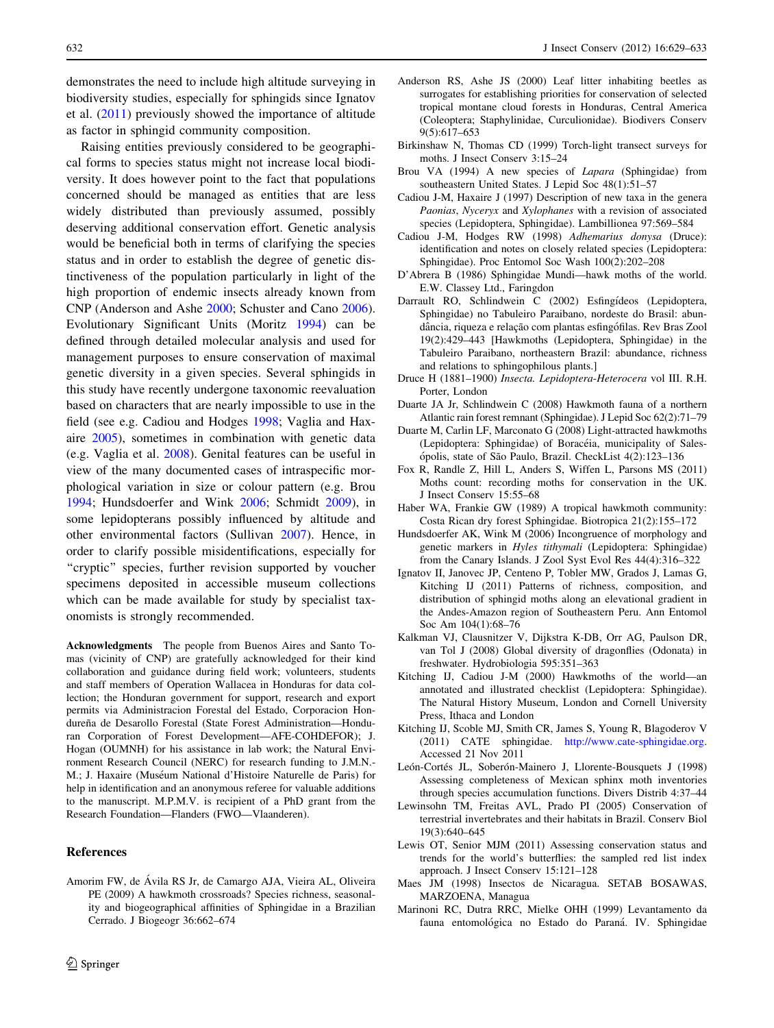demonstrates the need to include high altitude surveying in biodiversity studies, especially for sphingids since Ignatov et al. (2011) previously showed the importance of altitude as factor in sphingid community composition.

Raising entities previously considered to be geographical forms to species status might not increase local biodiversity. It does however point to the fact that populations concerned should be managed as entities that are less widely distributed than previously assumed, possibly deserving additional conservation effort. Genetic analysis would be beneficial both in terms of clarifying the species status and in order to establish the degree of genetic distinctiveness of the population particularly in light of the high proportion of endemic insects already known from CNP (Anderson and Ashe 2000; Schuster and Cano 2006). Evolutionary Significant Units (Moritz 1994) can be defined through detailed molecular analysis and used for management purposes to ensure conservation of maximal genetic diversity in a given species. Several sphingids in this study have recently undergone taxonomic reevaluation based on characters that are nearly impossible to use in the field (see e.g. Cadiou and Hodges 1998; Vaglia and Haxaire 2005), sometimes in combination with genetic data (e.g. Vaglia et al. 2008). Genital features can be useful in view of the many documented cases of intraspecific morphological variation in size or colour pattern (e.g. Brou 1994; Hundsdoerfer and Wink 2006; Schmidt 2009), in some lepidopterans possibly influenced by altitude and other environmental factors (Sullivan 2007). Hence, in order to clarify possible misidentifications, especially for "cryptic" species, further revision supported by voucher specimens deposited in accessible museum collections which can be made available for study by specialist taxonomists is strongly recommended.

**Acknowledgments** The people from Buenos Aires and Santo Tomas (vicinity of CNP) are gratefully acknowledged for their kind collaboration and guidance during field work; volunteers, students and staff members of Operation Wallacea in Honduras for data collection; the Honduran government for support, research and export permits via Administracion Forestal del Estado, Corporacion Hondureña de Desarollo Forestal (State Forest Administration—Honduran Corporation of Forest Development—AFE-COHDEFOR); J. Hogan (OUMNH) for his assistance in lab work; the Natural Environment Research Council (NERC) for research funding to J.M.N.-M.; J. Haxaire (Muséum National d'Histoire Naturelle de Paris) for help in identification and an anonymous referee for valuable additions to the manuscript. M.P.M.V. is recipient of a PhD grant from the Research Foundation—Flanders (FWO—Vlaanderen).

## References

Amorim FW, de Ávila RS Jr, de Camargo AJA, Vieira AL, Oliveira PE (2009) A hawkmoth crossroads? Species richness, seasonality and biogeographical affinities of Sphingidae in a Brazilian Cerrado. J Biogeogr 36:662–674

Anderson RS, Ashe JS (2000) Leaf litter inhabiting beetles as surrogates for establishing priorities for conservation of selected tropical montane cloud forests in Honduras, Central America (Coleoptera; Staphylinidae, Curculionidae). Biodivers Conserv 9(5):617–653

Birkinshaw N, Thomas CD (1999) Torch-light transect surveys for moths. J Insect Conserv 3:15–24

Brou VA (1994) A new species of *Lapara* (Sphingidae) from southeastern United States. J Lepid Soc 48(1):51–57

Cadiou J-M, Haxaire J (1997) Description of new taxa in the genera *Paonias*, *Nyceryx* and *Xylophanes* with a revision of associated species (Lepidoptera, Sphingidae). Lambillionea 97:569–584

Cadiou J-M, Hodges RW (1998) *Adhemarius donysa* (Druce): identification and notes on closely related species (Lepidoptera: Sphingidae). Proc Entomol Soc Wash 100(2):202–208

D'Abrera B (1986) Sphingidae Mundi—hawk moths of the world. E.W. Classey Ltd., Faringdon

Darrault RO, Schlindwein C (2002) Esfingídeos (Lepidoptera, Sphingidae) no Tabuleiro Paraibano, nordeste do Brasil: abundância, riqueza e relação com plantas esfingófilas. Rev Bras Zool 19(2):429–443 [Hawkmoths (Lepidoptera, Sphingidae) in the Tabuleiro Paraibano, northeastern Brazil: abundance, richness and relations to sphingophilous plants.]

Druce H (1881–1900) *Insecta. Lepidoptera-Heterocera* vol III. R.H. Porter, London

Duarte JA Jr, Schlindwein C (2008) Hawkmoth fauna of a northern Atlantic rain forest remnant (Sphingidae). J Lepid Soc 62(2):71–79

Duarte M, Carlin LF, Marconato G (2008) Light-attracted hawkmoths (Lepidoptera: Sphingidae) of Boracéia, municipality of Salesópolis, state of São Paulo, Brazil. CheckList 4(2):123–136

Fox R, Randle Z, Hill L, Anders S, Wiffen L, Parsons MS (2011) Moths count: recording moths for conservation in the UK. J Insect Conserv 15:55–68

Haber WA, Frankie GW (1989) A tropical hawkmoth community: Costa Rican dry forest Sphingidae. Biotropica 21(2):155–172

Hundsdoerfer AK, Wink M (2006) Incongruence of morphology and genetic markers in *Hyles tithymali* (Lepidoptera: Sphingidae) from the Canary Islands. J Zool Syst Evol Res 44(4):316–322

Ignatov II, Janovec JP, Centeno P, Tobler MW, Grados J, Lamas G, Kitching IJ (2011) Patterns of richness, composition, and distribution of sphingid moths along an elevational gradient in the Andes-Amazon region of Southeastern Peru. Ann Entomol Soc Am 104(1):68–76

Kalkman VJ, Clausnitzer V, Dijkstra K-DB, Orr AG, Paulson DR, van Tol J (2008) Global diversity of dragonflies (Odonata) in freshwater. Hydrobiologia 595:351–363

Kitching IJ, Cadiou J-M (2000) Hawkmoths of the world—an annotated and illustrated checklist (Lepidoptera: Sphingidae). The Natural History Museum, London and Cornell University Press, Ithaca and London

Kitching IJ, Scoble MJ, Smith CR, James S, Young R, Blagoderov V (2011) CATE sphingidae. http://www.cate-sphingidae.org. Accessed 21 Nov 2011

León-Cortés JL, Soberón-Mainero J, Llorente-Bousquets J (1998) Assessing completeness of Mexican sphinx moth inventories through species accumulation functions. Divers Distrib 4:37–44

Lewinsohn TM, Freitas AVL, Prado PI (2005) Conservation of terrestrial invertebrates and their habitats in Brazil. Conserv Biol 19(3):640–645

Lewis OT, Senior MJM (2011) Assessing conservation status and trends for the world's butterflies: the sampled red list index approach. J Insect Conserv 15:121–128

Maes JM (1998) Insectos de Nicaragua. SETAB BOSAWAS, MARZOENA, Managua

Marinoni RC, Dutra RRC, Mielke OHH (1999) Levantamento da fauna entomológica no Estado do Paraná. IV. Sphingidae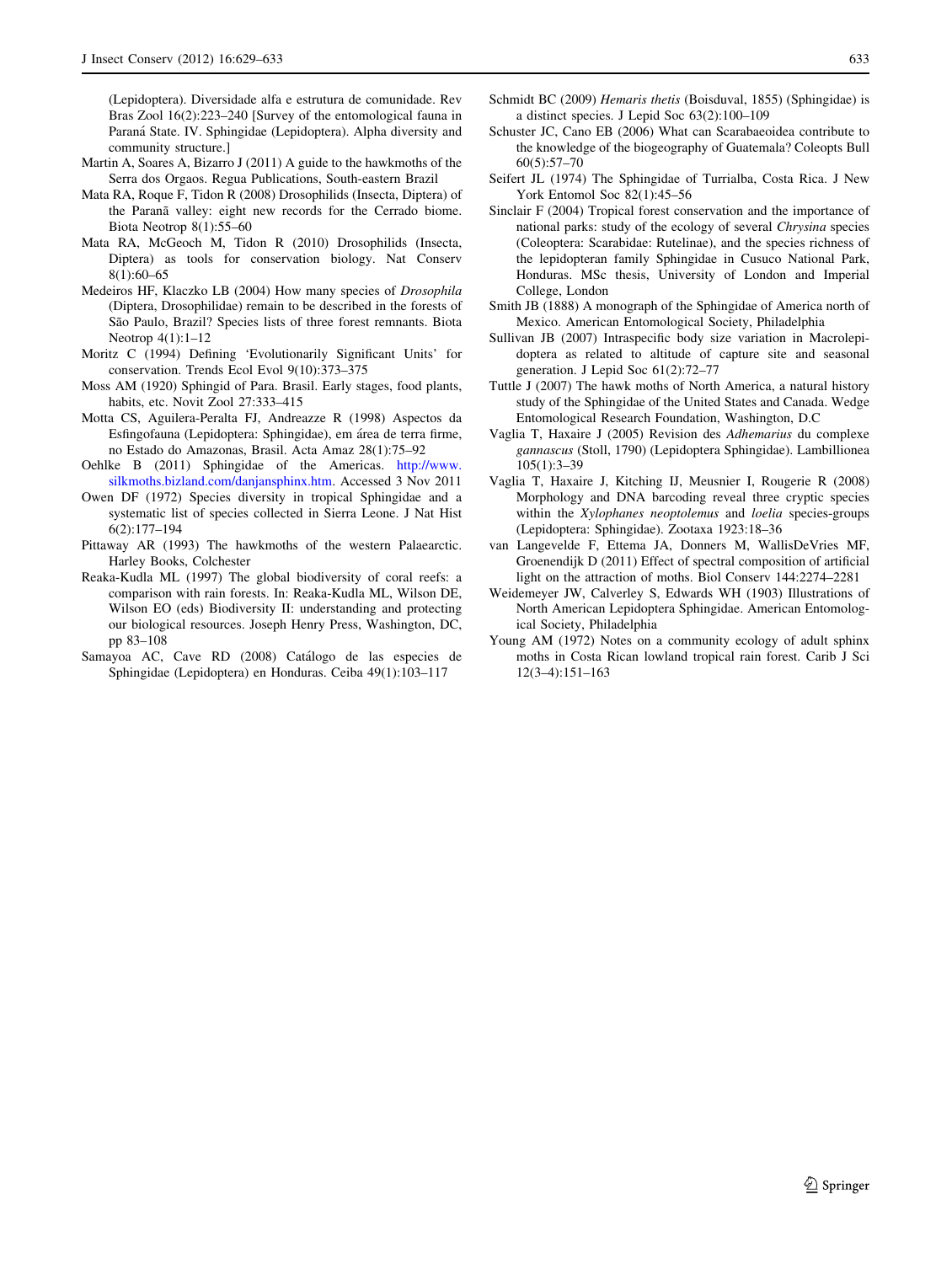(Lepidoptera). Diversidade alfa e estrutura de comunidade. Rev Bras Zool 16(2):223–240 [Survey of the entomological fauna in Paraná State. IV. Sphingidae (Lepidoptera). Alpha diversity and community structure.]

Martin A, Soares A, Bizarro J (2011) A guide to the hawkmoths of the Serra dos Orgaos. Regua Publications, South-eastern Brazil

Mata RA, Roque F, Tidon R (2008) Drosophilids (Insecta, Diptera) of the Paranã valley: eight new records for the Cerrado biome. Biota Neotrop 8(1):55–60

Mata RA, McGeoch M, Tidon R (2010) Drosophilids (Insecta, Diptera) as tools for conservation biology. Nat Conserv 8(1):60–65

Medeiros HF, Klaczko LB (2004) How many species of *Drosophila* (Diptera, Drosophilidae) remain to be described in the forests of São Paulo, Brazil? Species lists of three forest remnants. Biota Neotrop 4(1):1–12

Moritz C (1994) Defining 'Evolutionarily Significant Units' for conservation. Trends Ecol Evol 9(10):373–375

Moss AM (1920) Sphingid of Para. Brasil. Early stages, food plants, habits, etc. Novit Zool 27:333–415

Motta CS, Aguilera-Peralta FJ, Andreazze R (1998) Aspectos da Esfingofauna (Lepidoptera: Sphingidae), em área de terra firme, no Estado do Amazonas, Brasil. Acta Amaz 28(1):75–92

Oehlke B (2011) Sphingidae of the Americas. http://www.silkmoths.bizland.com/danjansphinx.htm. Accessed 3 Nov 2011

Owen DF (1972) Species diversity in tropical Sphingidae and a systematic list of species collected in Sierra Leone. J Nat Hist 6(2):177–194

Pittaway AR (1993) The hawkmoths of the western Palaearctic. Harley Books, Colchester

Reaka-Kudla ML (1997) The global biodiversity of coral reefs: a comparison with rain forests. In: Reaka-Kudla ML, Wilson DE, Wilson EO (eds) Biodiversity II: understanding and protecting our biological resources. Joseph Henry Press, Washington, DC, pp 83–108

Samayoa AC, Cave RD (2008) Catálogo de las especies de Sphingidae (Lepidoptera) en Honduras. Ceiba 49(1):103–117

Schmidt BC (2009) *Hemaris thetis* (Boisduval, 1855) (Sphingidae) is a distinct species. J Lepid Soc 63(2):100–109

Schuster JC, Cano EB (2006) What can Scarabaeoidea contribute to the knowledge of the biogeography of Guatemala? Coleopts Bull 60(5):57–70

Seifert JL (1974) The Sphingidae of Turrialba, Costa Rica. J New York Entomol Soc 82(1):45–56

Sinclair F (2004) Tropical forest conservation and the importance of national parks: study of the ecology of several *Chrysina* species (Coleoptera: Scarabidae: Rutelinae), and the species richness of the lepidopteran family Sphingidae in Cusuco National Park, Honduras. MSc thesis, University of London and Imperial College, London

Smith JB (1888) A monograph of the Sphingidae of America north of Mexico. American Entomological Society, Philadelphia

Sullivan JB (2007) Intraspecific body size variation in Macrolepidoptera as related to altitude of capture site and seasonal generation. J Lepid Soc 61(2):72–77

Tuttle J (2007) The hawk moths of North America, a natural history study of the Sphingidae of the United States and Canada. Wedge Entomological Research Foundation, Washington, D.C

Vaglia T, Haxaire J (2005) Revision des *Adhemarius* du complexe *gannascus* (Stoll, 1790) (Lepidoptera Sphingidae). Lambillionea 105(1):3–39

Vaglia T, Haxaire J, Kitching IJ, Meusnier I, Rougerie R (2008) Morphology and DNA barcoding reveal three cryptic species within the *Xylophanes neoptolemus* and *loelia* species-groups (Lepidoptera: Sphingidae). Zootaxa 1923:18–36

van Langevelde F, Ettema JA, Donners M, WallisDeVries MF, Groenendijk D (2011) Effect of spectral composition of artificial light on the attraction of moths. Biol Conserv 144:2274–2281

Weidemeyer JW, Calverley S, Edwards WH (1903) Illustrations of North American Lepidoptera Sphingidae. American Entomological Society, Philadelphia

Young AM (1972) Notes on a community ecology of adult sphinx moths in Costa Rican lowland tropical rain forest. Carib J Sci 12(3–4):151–163